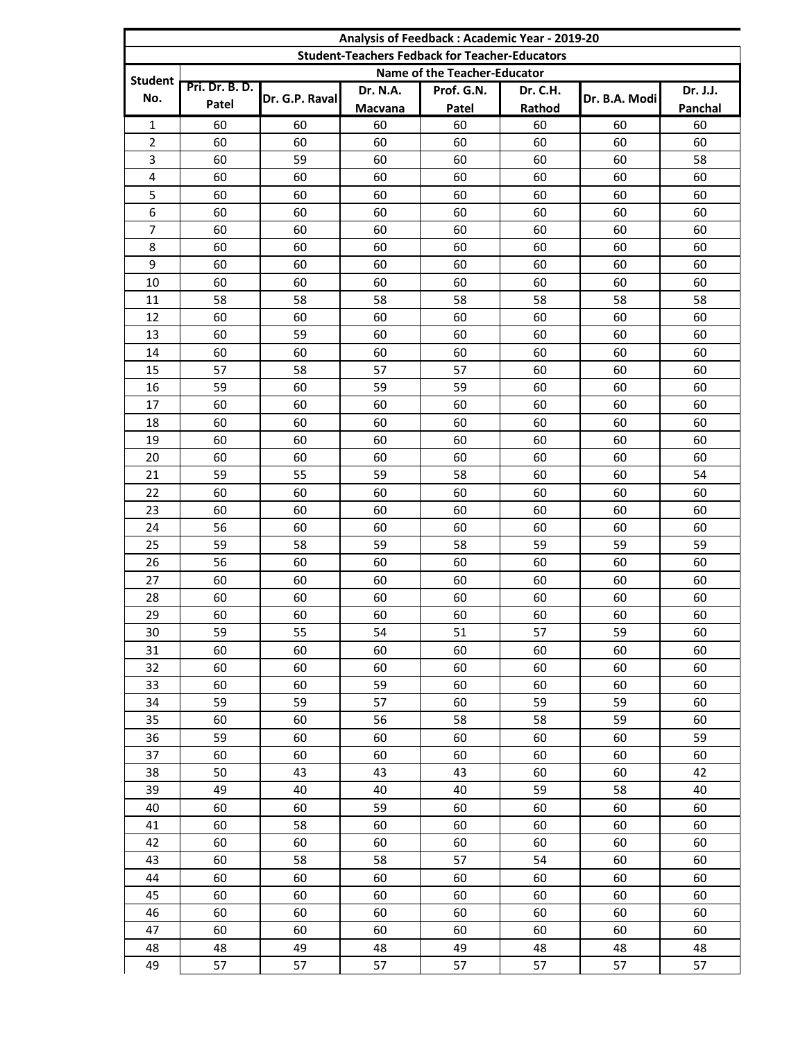| Analysis of Feedback : Academic Year - 2019-20 | | | | | | | |
|---|---|---|---|---|---|---|---|
| Student-Teachers Fedback for Teacher-Educators | | | | | | | |
| Student No. | Name of the Teacher-Educator | | | | | | |
| | Pri. Dr. B. D. Patel | Dr. G.P. Raval | Dr. N.A. Macvana | Prof. G.N. Patel | Dr. C.H. Rathod | Dr. B.A. Modi | Dr. J.J. Panchal |
| 1 | 60 | 60 | 60 | 60 | 60 | 60 | 60 |
| 2 | 60 | 60 | 60 | 60 | 60 | 60 | 60 |
| 3 | 60 | 59 | 60 | 60 | 60 | 60 | 58 |
| 4 | 60 | 60 | 60 | 60 | 60 | 60 | 60 |
| 5 | 60 | 60 | 60 | 60 | 60 | 60 | 60 |
| 6 | 60 | 60 | 60 | 60 | 60 | 60 | 60 |
| 7 | 60 | 60 | 60 | 60 | 60 | 60 | 60 |
| 8 | 60 | 60 | 60 | 60 | 60 | 60 | 60 |
| 9 | 60 | 60 | 60 | 60 | 60 | 60 | 60 |
| 10 | 60 | 60 | 60 | 60 | 60 | 60 | 60 |
| 11 | 58 | 58 | 58 | 58 | 58 | 58 | 58 |
| 12 | 60 | 60 | 60 | 60 | 60 | 60 | 60 |
| 13 | 60 | 59 | 60 | 60 | 60 | 60 | 60 |
| 14 | 60 | 60 | 60 | 60 | 60 | 60 | 60 |
| 15 | 57 | 58 | 57 | 57 | 60 | 60 | 60 |
| 16 | 59 | 60 | 59 | 59 | 60 | 60 | 60 |
| 17 | 60 | 60 | 60 | 60 | 60 | 60 | 60 |
| 18 | 60 | 60 | 60 | 60 | 60 | 60 | 60 |
| 19 | 60 | 60 | 60 | 60 | 60 | 60 | 60 |
| 20 | 60 | 60 | 60 | 60 | 60 | 60 | 60 |
| 21 | 59 | 55 | 59 | 58 | 60 | 60 | 54 |
| 22 | 60 | 60 | 60 | 60 | 60 | 60 | 60 |
| 23 | 60 | 60 | 60 | 60 | 60 | 60 | 60 |
| 24 | 56 | 60 | 60 | 60 | 60 | 60 | 60 |
| 25 | 59 | 58 | 59 | 58 | 59 | 59 | 59 |
| 26 | 56 | 60 | 60 | 60 | 60 | 60 | 60 |
| 27 | 60 | 60 | 60 | 60 | 60 | 60 | 60 |
| 28 | 60 | 60 | 60 | 60 | 60 | 60 | 60 |
| 29 | 60 | 60 | 60 | 60 | 60 | 60 | 60 |
| 30 | 59 | 55 | 54 | 51 | 57 | 59 | 60 |
| 31 | 60 | 60 | 60 | 60 | 60 | 60 | 60 |
| 32 | 60 | 60 | 60 | 60 | 60 | 60 | 60 |
| 33 | 60 | 60 | 59 | 60 | 60 | 60 | 60 |
| 34 | 59 | 59 | 57 | 60 | 59 | 59 | 60 |
| 35 | 60 | 60 | 56 | 58 | 58 | 59 | 60 |
| 36 | 59 | 60 | 60 | 60 | 60 | 60 | 59 |
| 37 | 60 | 60 | 60 | 60 | 60 | 60 | 60 |
| 38 | 50 | 43 | 43 | 43 | 60 | 60 | 42 |
| 39 | 49 | 40 | 40 | 40 | 59 | 58 | 40 |
| 40 | 60 | 60 | 59 | 60 | 60 | 60 | 60 |
| 41 | 60 | 58 | 60 | 60 | 60 | 60 | 60 |
| 42 | 60 | 60 | 60 | 60 | 60 | 60 | 60 |
| 43 | 60 | 58 | 58 | 57 | 54 | 60 | 60 |
| 44 | 60 | 60 | 60 | 60 | 60 | 60 | 60 |
| 45 | 60 | 60 | 60 | 60 | 60 | 60 | 60 |
| 46 | 60 | 60 | 60 | 60 | 60 | 60 | 60 |
| 47 | 60 | 60 | 60 | 60 | 60 | 60 | 60 |
| 48 | 48 | 49 | 48 | 49 | 48 | 48 | 48 |
| 49 | 57 | 57 | 57 | 57 | 57 | 57 | 57 |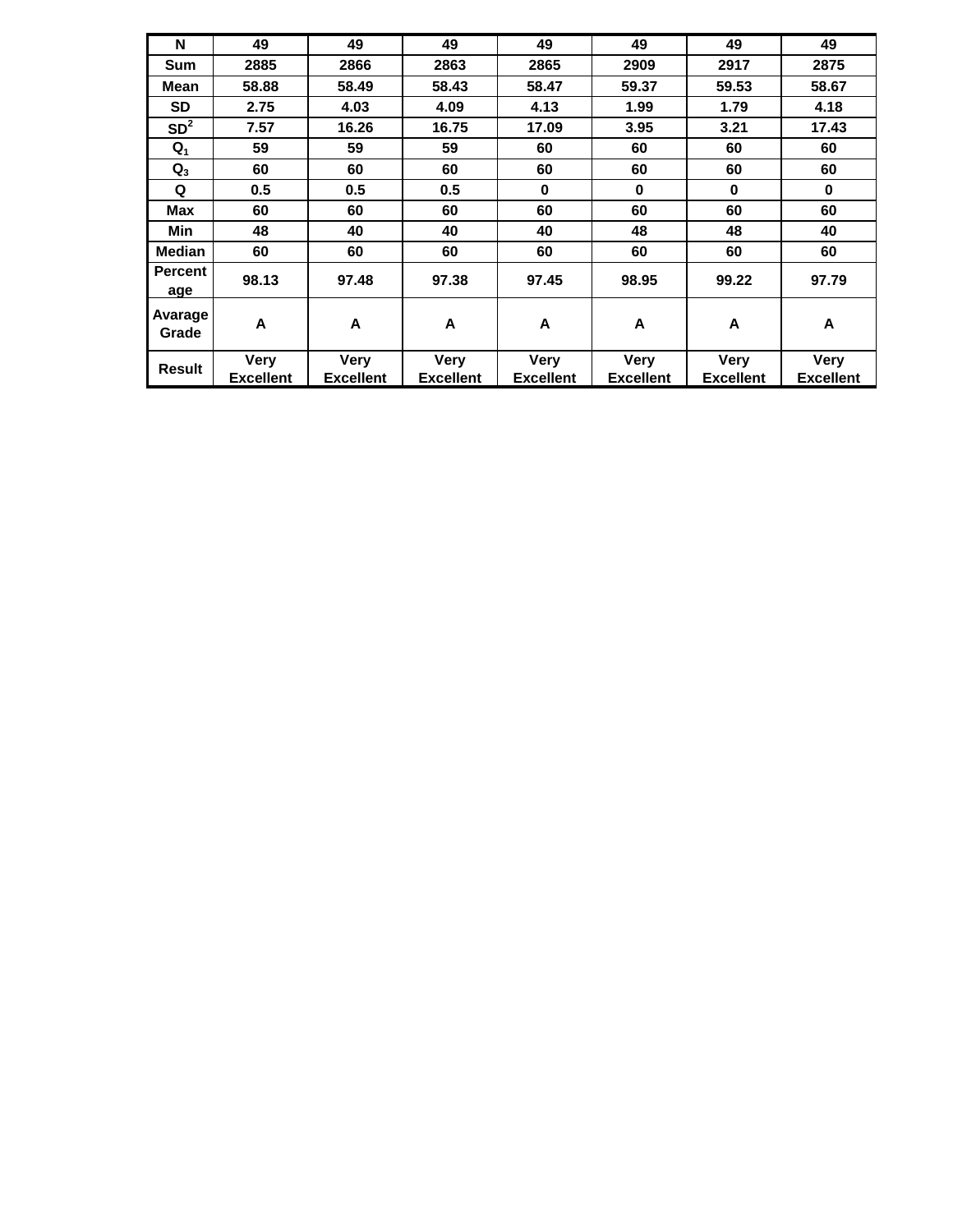| N | 49 | 49 | 49 | 49 | 49 | 49 | 49 |
|---|---|---|---|---|---|---|---|
| Sum | 2885 | 2866 | 2863 | 2865 | 2909 | 2917 | 2875 |
| Mean | 58.88 | 58.49 | 58.43 | 58.47 | 59.37 | 59.53 | 58.67 |
| SD | 2.75 | 4.03 | 4.09 | 4.13 | 1.99 | 1.79 | 4.18 |
| $SD^2$ | 7.57 | 16.26 | 16.75 | 17.09 | 3.95 | 3.21 | 17.43 |
| $Q_1$ | 59 | 59 | 59 | 60 | 60 | 60 | 60 |
| $Q_3$ | 60 | 60 | 60 | 60 | 60 | 60 | 60 |
| Q | 0.5 | 0.5 | 0.5 | 0 | 0 | 0 | 0 |
| Max | 60 | 60 | 60 | 60 | 60 | 60 | 60 |
| Min | 48 | 40 | 40 | 40 | 48 | 48 | 40 |
| Median | 60 | 60 | 60 | 60 | 60 | 60 | 60 |
| Percentage | 98.13 | 97.48 | 97.38 | 97.45 | 98.95 | 99.22 | 97.79 |
| Avarage Grade | A | A | A | A | A | A | A |
| Result | Very Excellent | Very Excellent | Very Excellent | Very Excellent | Very Excellent | Very Excellent | Very Excellent |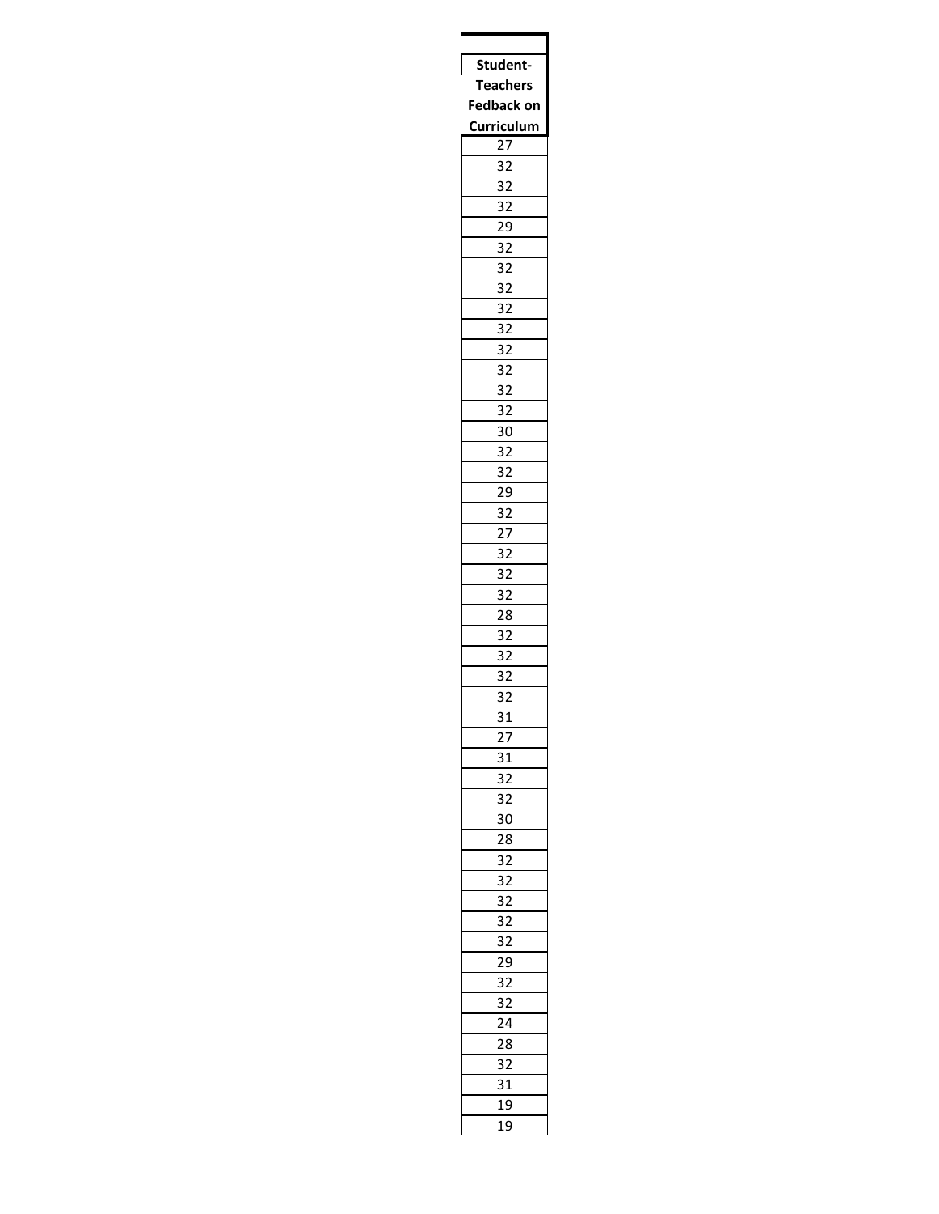| Student-Teachers Fedback on Curriculum |
|---|
| 27 |
| 32 |
| 32 |
| 32 |
| 29 |
| 32 |
| 32 |
| 32 |
| 32 |
| 32 |
| 32 |
| 32 |
| 32 |
| 32 |
| 30 |
| 32 |
| 32 |
| 29 |
| 32 |
| 27 |
| 32 |
| 32 |
| 32 |
| 28 |
| 32 |
| 32 |
| 32 |
| 32 |
| 31 |
| 27 |
| 31 |
| 32 |
| 32 |
| 30 |
| 28 |
| 32 |
| 32 |
| 32 |
| 32 |
| 32 |
| 29 |
| 32 |
| 32 |
| 24 |
| 28 |
| 32 |
| 31 |
| 19 |
| 19 |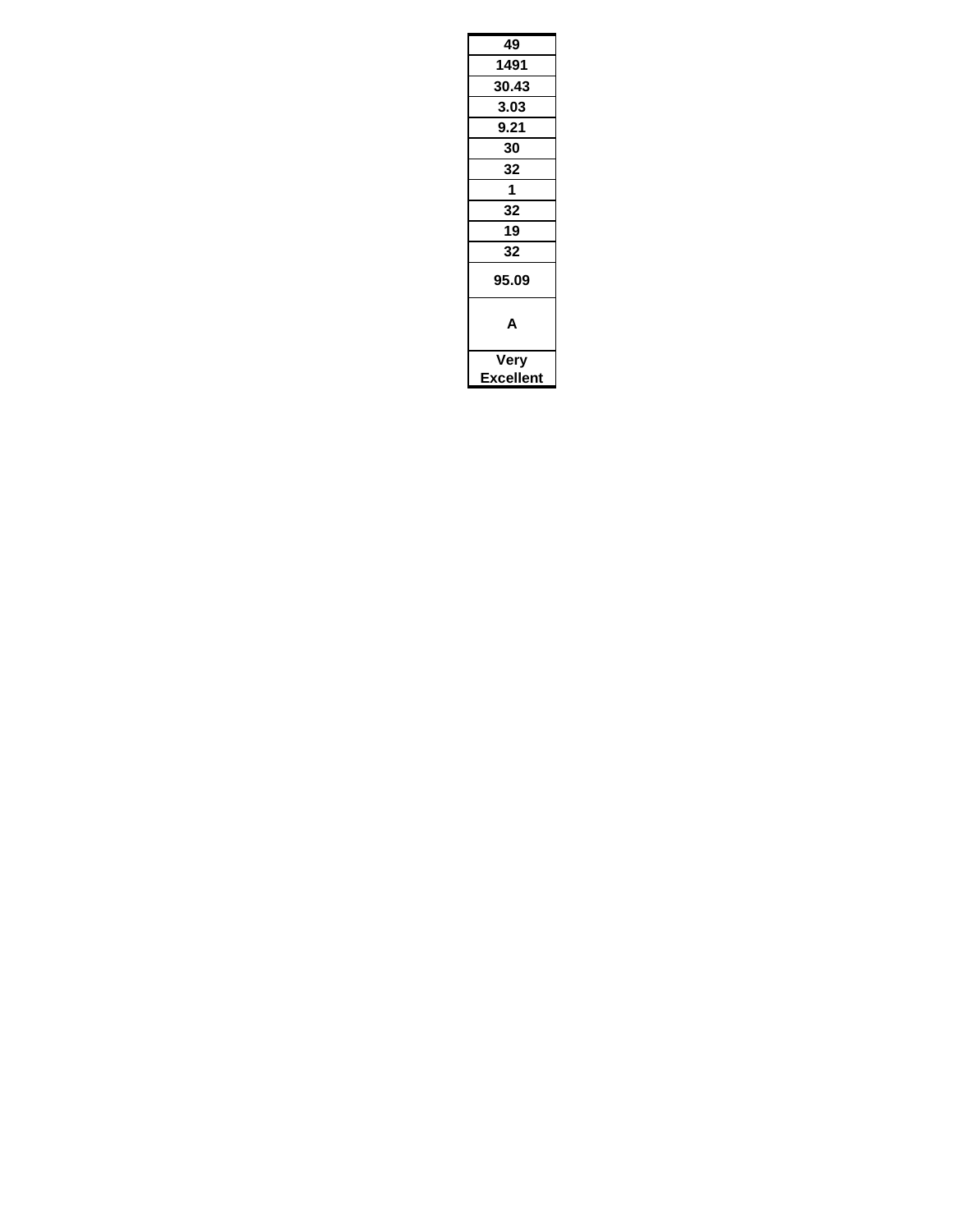| 49 |
|---|
| 1491 |
| 30.43 |
| 3.03 |
| 9.21 |
| 30 |
| 32 |
| 1 |
| 32 |
| 19 |
| 32 |
| 95.09 |
| A |
| Very Excellent |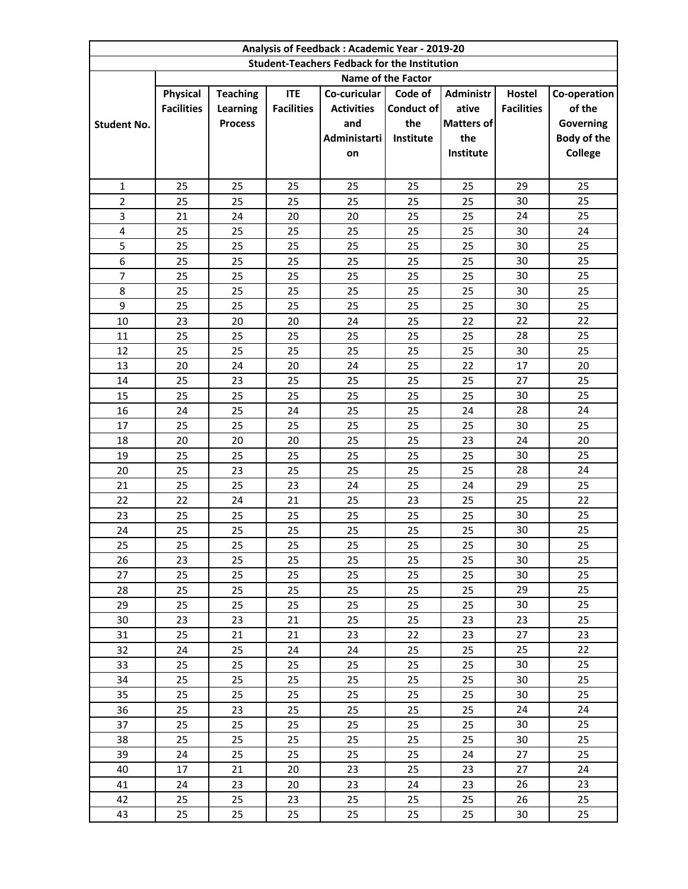| Analysis of Feedback : Academic Year - 2019-20 | | | | | | | | |
|---|---|---|---|---|---|---|---|---|
| Student-Teachers Fedback for the Institution | | | | | | | | |
| Student No. | Name of the Factor | | | | | | | |
| | Physical Facilities | Teaching Learning Process | ITE Facilities | Co-curicular Activities and Administartion | Code of Conduct of the Institute | Administrative Matters of the Institute | Hostel Facilities | Co-operation of the Governing Body of the College |
| 1 | 25 | 25 | 25 | 25 | 25 | 25 | 29 | 25 |
| 2 | 25 | 25 | 25 | 25 | 25 | 25 | 30 | 25 |
| 3 | 21 | 24 | 20 | 20 | 25 | 25 | 24 | 25 |
| 4 | 25 | 25 | 25 | 25 | 25 | 25 | 30 | 24 |
| 5 | 25 | 25 | 25 | 25 | 25 | 25 | 30 | 25 |
| 6 | 25 | 25 | 25 | 25 | 25 | 25 | 30 | 25 |
| 7 | 25 | 25 | 25 | 25 | 25 | 25 | 30 | 25 |
| 8 | 25 | 25 | 25 | 25 | 25 | 25 | 30 | 25 |
| 9 | 25 | 25 | 25 | 25 | 25 | 25 | 30 | 25 |
| 10 | 23 | 20 | 20 | 24 | 25 | 22 | 22 | 22 |
| 11 | 25 | 25 | 25 | 25 | 25 | 25 | 28 | 25 |
| 12 | 25 | 25 | 25 | 25 | 25 | 25 | 30 | 25 |
| 13 | 20 | 24 | 20 | 24 | 25 | 22 | 17 | 20 |
| 14 | 25 | 23 | 25 | 25 | 25 | 25 | 27 | 25 |
| 15 | 25 | 25 | 25 | 25 | 25 | 25 | 30 | 25 |
| 16 | 24 | 25 | 24 | 25 | 25 | 24 | 28 | 24 |
| 17 | 25 | 25 | 25 | 25 | 25 | 25 | 30 | 25 |
| 18 | 20 | 20 | 20 | 25 | 25 | 23 | 24 | 20 |
| 19 | 25 | 25 | 25 | 25 | 25 | 25 | 30 | 25 |
| 20 | 25 | 23 | 25 | 25 | 25 | 25 | 28 | 24 |
| 21 | 25 | 25 | 23 | 24 | 25 | 24 | 29 | 25 |
| 22 | 22 | 24 | 21 | 25 | 23 | 25 | 25 | 22 |
| 23 | 25 | 25 | 25 | 25 | 25 | 25 | 30 | 25 |
| 24 | 25 | 25 | 25 | 25 | 25 | 25 | 30 | 25 |
| 25 | 25 | 25 | 25 | 25 | 25 | 25 | 30 | 25 |
| 26 | 23 | 25 | 25 | 25 | 25 | 25 | 30 | 25 |
| 27 | 25 | 25 | 25 | 25 | 25 | 25 | 30 | 25 |
| 28 | 25 | 25 | 25 | 25 | 25 | 25 | 29 | 25 |
| 29 | 25 | 25 | 25 | 25 | 25 | 25 | 30 | 25 |
| 30 | 23 | 23 | 21 | 25 | 25 | 23 | 23 | 25 |
| 31 | 25 | 21 | 21 | 23 | 22 | 23 | 27 | 23 |
| 32 | 24 | 25 | 24 | 24 | 25 | 25 | 25 | 22 |
| 33 | 25 | 25 | 25 | 25 | 25 | 25 | 30 | 25 |
| 34 | 25 | 25 | 25 | 25 | 25 | 25 | 30 | 25 |
| 35 | 25 | 25 | 25 | 25 | 25 | 25 | 30 | 25 |
| 36 | 25 | 23 | 25 | 25 | 25 | 25 | 24 | 24 |
| 37 | 25 | 25 | 25 | 25 | 25 | 25 | 30 | 25 |
| 38 | 25 | 25 | 25 | 25 | 25 | 25 | 30 | 25 |
| 39 | 24 | 25 | 25 | 25 | 25 | 24 | 27 | 25 |
| 40 | 17 | 21 | 20 | 23 | 25 | 23 | 27 | 24 |
| 41 | 24 | 23 | 20 | 23 | 24 | 23 | 26 | 23 |
| 42 | 25 | 25 | 23 | 25 | 25 | 25 | 26 | 25 |
| 43 | 25 | 25 | 25 | 25 | 25 | 25 | 30 | 25 |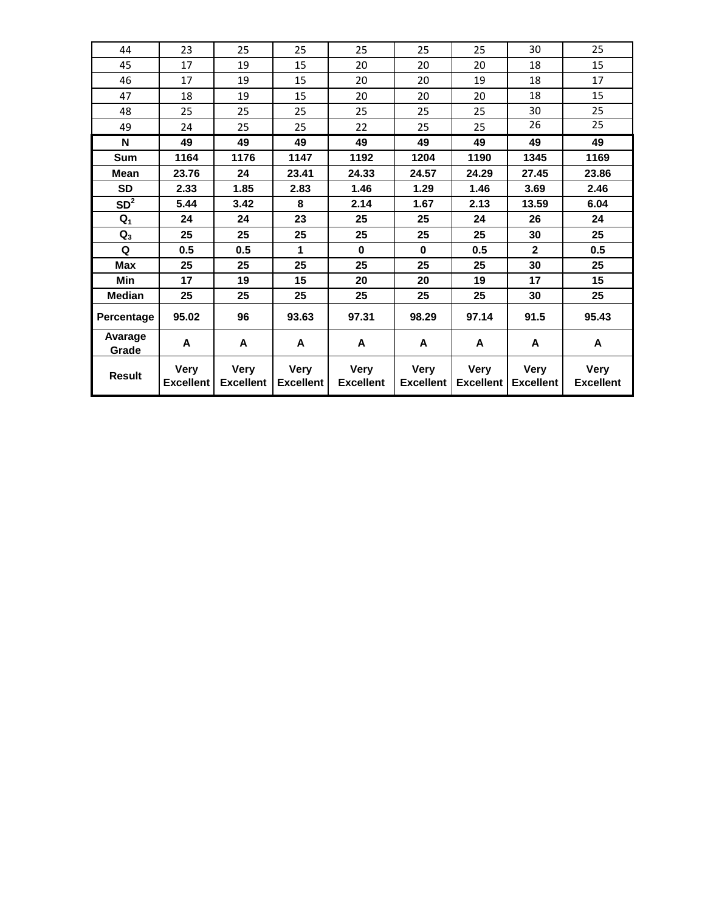| 44 | 23 | 25 | 25 | 25 | 25 | 25 | 30 | 25 |
|---|---|---|---|---|---|---|---|---|
| 45 | 17 | 19 | 15 | 20 | 20 | 20 | 18 | 15 |
| 46 | 17 | 19 | 15 | 20 | 20 | 19 | 18 | 17 |
| 47 | 18 | 19 | 15 | 20 | 20 | 20 | 18 | 15 |
| 48 | 25 | 25 | 25 | 25 | 25 | 25 | 30 | 25 |
| 49 | 24 | 25 | 25 | 22 | 25 | 25 | 26 | 25 |
| **N** | **49** | **49** | **49** | **49** | **49** | **49** | **49** | **49** |
| **Sum** | **1164** | **1176** | **1147** | **1192** | **1204** | **1190** | **1345** | **1169** |
| **Mean** | **23.76** | **24** | **23.41** | **24.33** | **24.57** | **24.29** | **27.45** | **23.86** |
| **SD** | **2.33** | **1.85** | **2.83** | **1.46** | **1.29** | **1.46** | **3.69** | **2.46** |
| **$SD^2$** | **5.44** | **3.42** | **8** | **2.14** | **1.67** | **2.13** | **13.59** | **6.04** |
| **$Q_1$** | **24** | **24** | **23** | **25** | **25** | **24** | **26** | **24** |
| **$Q_3$** | **25** | **25** | **25** | **25** | **25** | **25** | **30** | **25** |
| **Q** | **0.5** | **0.5** | **1** | **0** | **0** | **0.5** | **2** | **0.5** |
| **Max** | **25** | **25** | **25** | **25** | **25** | **25** | **30** | **25** |
| **Min** | **17** | **19** | **15** | **20** | **20** | **19** | **17** | **15** |
| **Median** | **25** | **25** | **25** | **25** | **25** | **25** | **30** | **25** |
| **Percentage** | **95.02** | **96** | **93.63** | **97.31** | **98.29** | **97.14** | **91.5** | **95.43** |
| **Avarage Grade** | **A** | **A** | **A** | **A** | **A** | **A** | **A** | **A** |
| **Result** | **Very Excellent** | **Very Excellent** | **Very Excellent** | **Very Excellent** | **Very Excellent** | **Very Excellent** | **Very Excellent** | **Very Excellent** |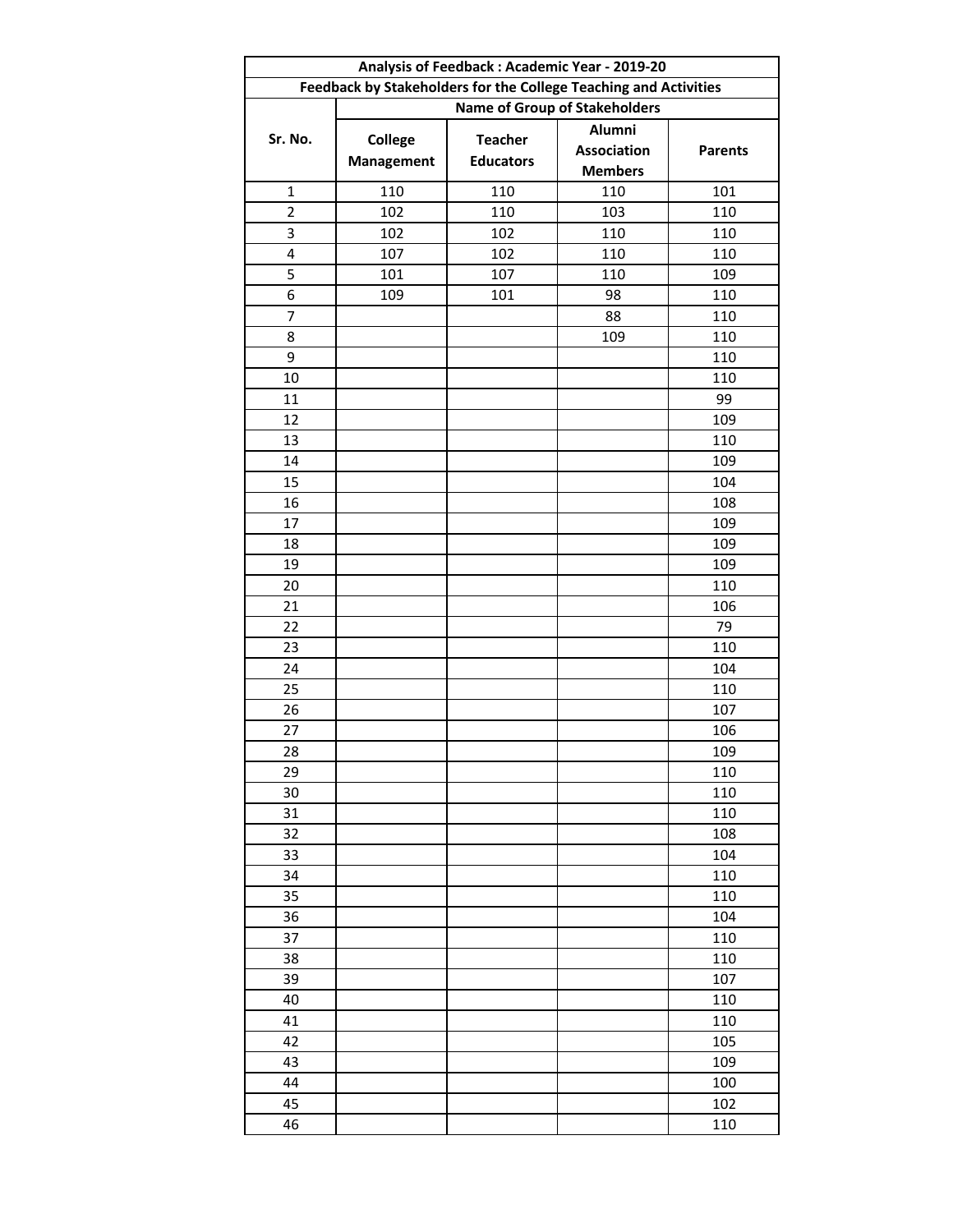| Analysis of Feedback : Academic Year - 2019-20 | | | | |
|---|---|---|---|---|
| Feedback by Stakeholders for the College Teaching and Activities | | | | |
| Sr. No. | Name of Group of Stakeholders | | | |
| | College Management | Teacher Educators | Alumni Association Members | Parents |
| 1 | 110 | 110 | 110 | 101 |
| 2 | 102 | 110 | 103 | 110 |
| 3 | 102 | 102 | 110 | 110 |
| 4 | 107 | 102 | 110 | 110 |
| 5 | 101 | 107 | 110 | 109 |
| 6 | 109 | 101 | 98 | 110 |
| 7 | | | 88 | 110 |
| 8 | | | 109 | 110 |
| 9 | | | | 110 |
| 10 | | | | 110 |
| 11 | | | | 99 |
| 12 | | | | 109 |
| 13 | | | | 110 |
| 14 | | | | 109 |
| 15 | | | | 104 |
| 16 | | | | 108 |
| 17 | | | | 109 |
| 18 | | | | 109 |
| 19 | | | | 109 |
| 20 | | | | 110 |
| 21 | | | | 106 |
| 22 | | | | 79 |
| 23 | | | | 110 |
| 24 | | | | 104 |
| 25 | | | | 110 |
| 26 | | | | 107 |
| 27 | | | | 106 |
| 28 | | | | 109 |
| 29 | | | | 110 |
| 30 | | | | 110 |
| 31 | | | | 110 |
| 32 | | | | 108 |
| 33 | | | | 104 |
| 34 | | | | 110 |
| 35 | | | | 110 |
| 36 | | | | 104 |
| 37 | | | | 110 |
| 38 | | | | 110 |
| 39 | | | | 107 |
| 40 | | | | 110 |
| 41 | | | | 110 |
| 42 | | | | 105 |
| 43 | | | | 109 |
| 44 | | | | 100 |
| 45 | | | | 102 |
| 46 | | | | 110 |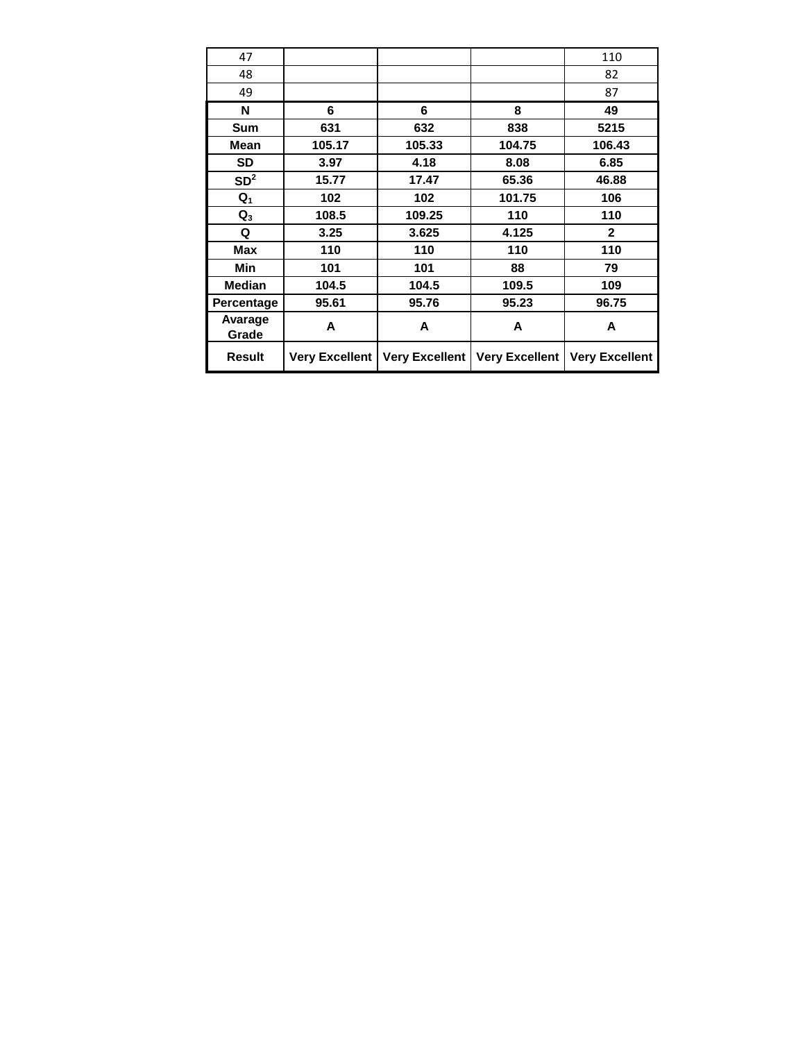| 47 | | | | 110 |
|---|---|---|---|---|
| 48 | | | | 82 |
| 49 | | | | 87 |
| **N** | **6** | **6** | **8** | **49** |
| **Sum** | **631** | **632** | **838** | **5215** |
| **Mean** | **105.17** | **105.33** | **104.75** | **106.43** |
| **SD** | **3.97** | **4.18** | **8.08** | **6.85** |
| **$SD^2$** | **15.77** | **17.47** | **65.36** | **46.88** |
| **$Q_1$** | **102** | **102** | **101.75** | **106** |
| **$Q_3$** | **108.5** | **109.25** | **110** | **110** |
| **Q** | **3.25** | **3.625** | **4.125** | **2** |
| **Max** | **110** | **110** | **110** | **110** |
| **Min** | **101** | **101** | **88** | **79** |
| **Median** | **104.5** | **104.5** | **109.5** | **109** |
| **Percentage** | **95.61** | **95.76** | **95.23** | **96.75** |
| **Avarage Grade** | **A** | **A** | **A** | **A** |
| **Result** | **Very Excellent** | **Very Excellent** | **Very Excellent** | **Very Excellent** |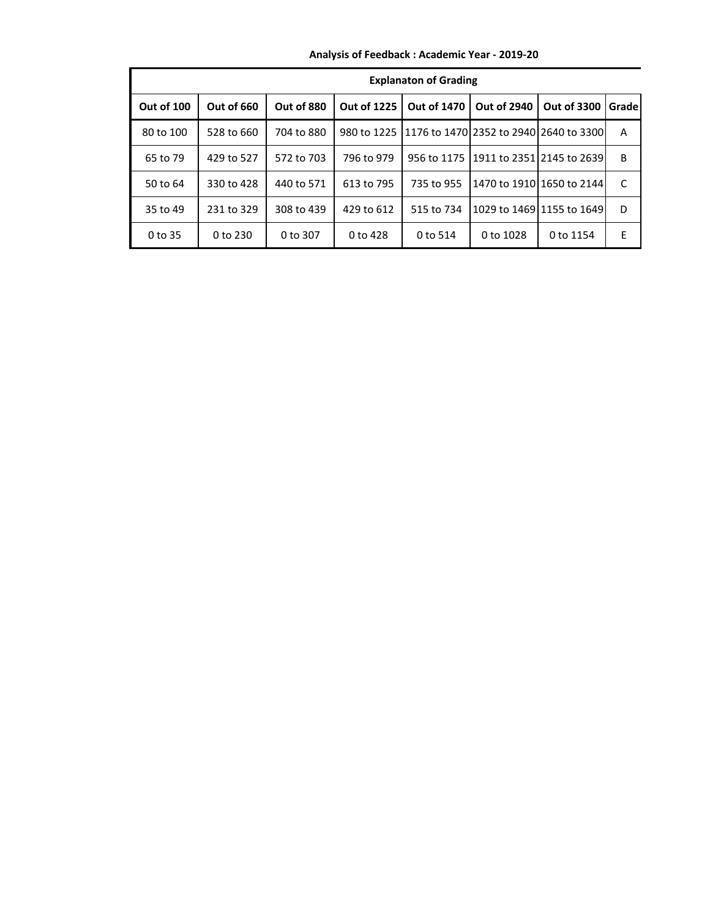**Analysis of Feedback : Academic Year - 2019-20**

| Explanaton of Grading | | | | | | | |
|---|---|---|---|---|---|---|---|
| **Out of 100** | **Out of 660** | **Out of 880** | **Out of 1225** | **Out of 1470** | **Out of 2940** | **Out of 3300** | **Grade** |
| 80 to 100 | 528 to 660 | 704 to 880 | 980 to 1225 | 1176 to 1470 | 2352 to 2940 | 2640 to 3300 | A |
| 65 to 79 | 429 to 527 | 572 to 703 | 796 to 979 | 956 to 1175 | 1911 to 2351 | 2145 to 2639 | B |
| 50 to 64 | 330 to 428 | 440 to 571 | 613 to 795 | 735 to 955 | 1470 to 1910 | 1650 to 2144 | C |
| 35 to 49 | 231 to 329 | 308 to 439 | 429 to 612 | 515 to 734 | 1029 to 1469 | 1155 to 1649 | D |
| 0 to 35 | 0 to 230 | 0 to 307 | 0 to 428 | 0 to 514 | 0 to 1028 | 0 to 1154 | E |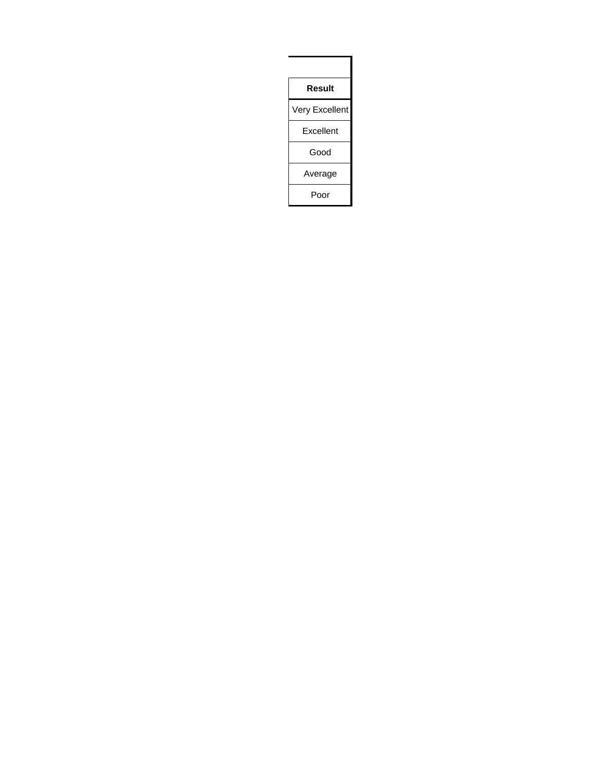| |
|---|
| **Result** |
| Very Excellent |
| Excellent |
| Good |
| Average |
| Poor |